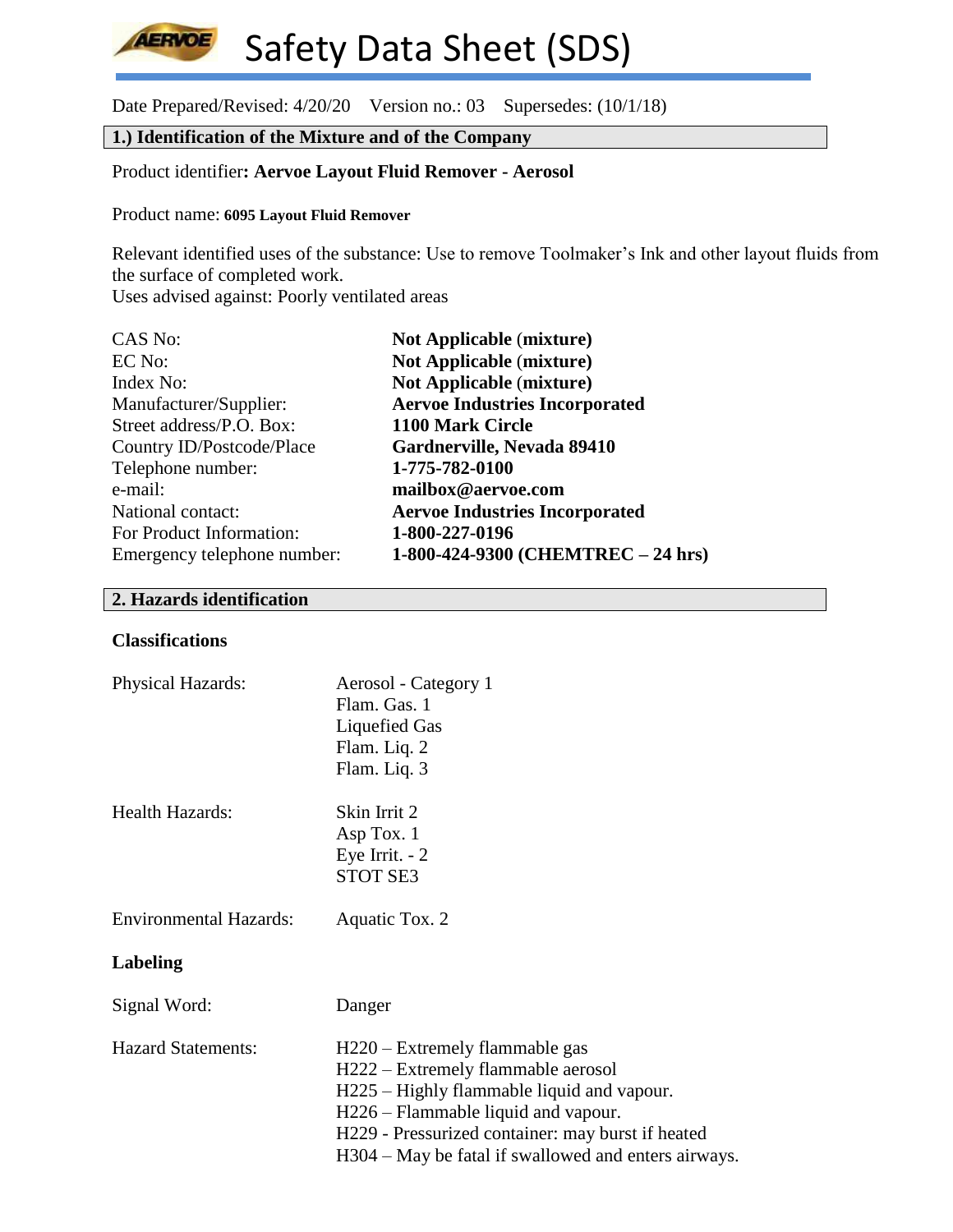# Safety Data Sheet (SDS)

Date Prepared/Revised: 4/20/20   Version no.: 03   Supersedes: (10/1/18)

## 1.) Identification of the Mixture and of the Company

Product identifier**: Aervoe Layout Fluid Remover - Aerosol**

Product name: **6095 Layout Fluid Remover**

Relevant identified uses of the substance: Use to remove Toolmaker's Ink and other layout fluids from the surface of completed work.
Uses advised against: Poorly ventilated areas

| | |
|---|---|
| CAS No: | **Not Applicable (mixture)** |
| EC No: | **Not Applicable (mixture)** |
| Index No: | **Not Applicable (mixture)** |
| Manufacturer/Supplier: | **Aervoe Industries Incorporated** |
| Street address/P.O. Box: | **1100 Mark Circle** |
| Country ID/Postcode/Place | **Gardnerville, Nevada 89410** |
| Telephone number: | **1-775-782-0100** |
| e-mail: | **mailbox@aervoe.com** |
| National contact: | **Aervoe Industries Incorporated** |
| For Product Information: | **1-800-227-0196** |
| Emergency telephone number: | **1-800-424-9300 (CHEMTREC – 24 hrs)** |

## 2. Hazards identification

### Classifications

Physical Hazards:
- Aerosol - Category 1
- Flam. Gas. 1
- Liquefied Gas
- Flam. Liq. 2
- Flam. Liq. 3

Health Hazards:
- Skin Irrit 2
- Asp Tox. 1
- Eye Irrit. - 2
- STOT SE3

Environmental Hazards: Aquatic Tox. 2

### Labeling

Signal Word: Danger

Hazard Statements:
- H220 – Extremely flammable gas
- H222 – Extremely flammable aerosol
- H225 – Highly flammable liquid and vapour.
- H226 – Flammable liquid and vapour.
- H229 - Pressurized container: may burst if heated
- H304 – May be fatal if swallowed and enters airways.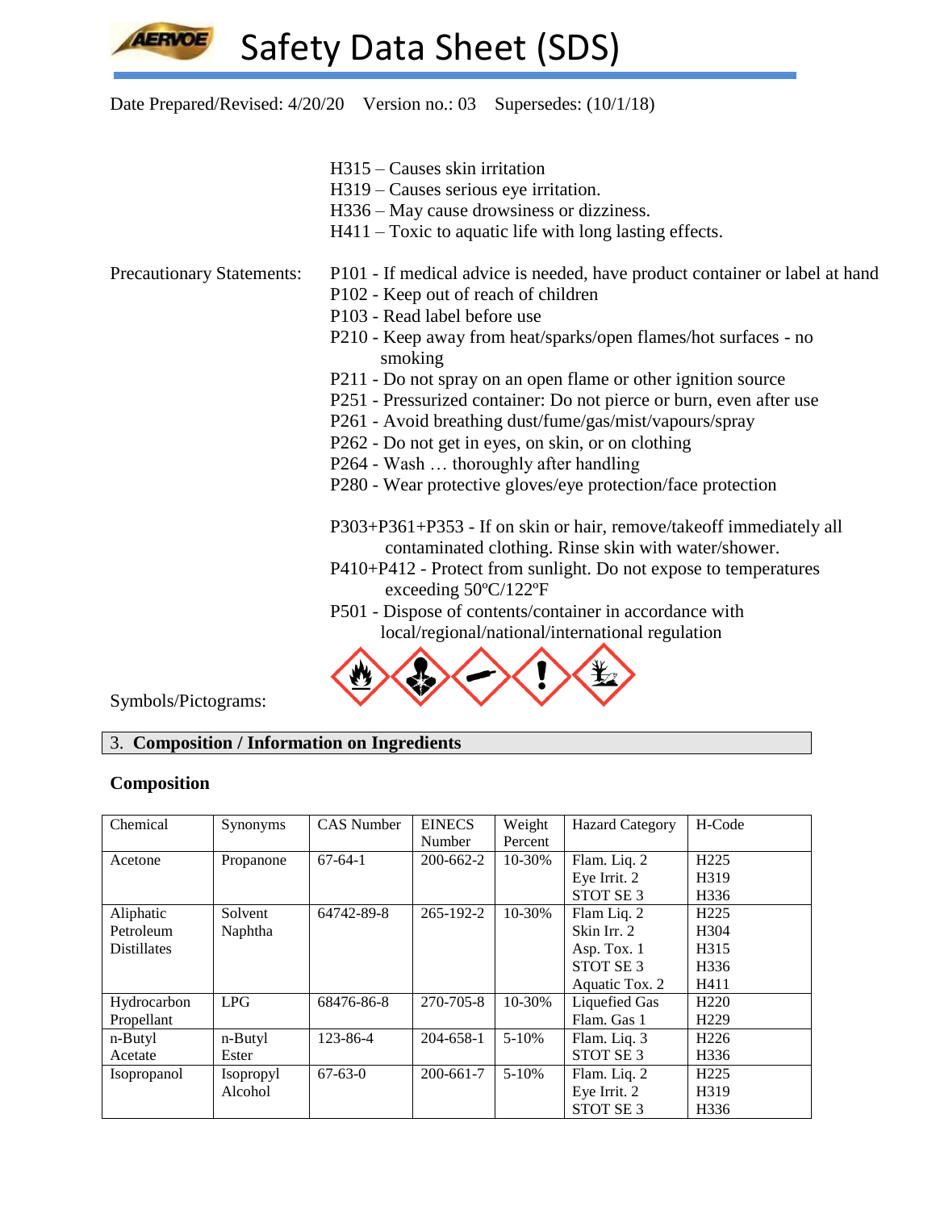Date Prepared/Revised: 4/20/20  Version no.: 03  Supersedes: (10/1/18)

H315 – Causes skin irritation
H319 – Causes serious eye irritation.
H336 – May cause drowsiness or dizziness.
H411 – Toxic to aquatic life with long lasting effects.

Precautionary Statements:

P101 - If medical advice is needed, have product container or label at hand
P102 - Keep out of reach of children
P103 - Read label before use
P210 - Keep away from heat/sparks/open flames/hot surfaces - no smoking
P211 - Do not spray on an open flame or other ignition source
P251 - Pressurized container: Do not pierce or burn, even after use
P261 - Avoid breathing dust/fume/gas/mist/vapours/spray
P262 - Do not get in eyes, on skin, or on clothing
P264 - Wash … thoroughly after handling
P280 - Wear protective gloves/eye protection/face protection

P303+P361+P353 - If on skin or hair, remove/takeoff immediately all contaminated clothing. Rinse skin with water/shower.
P410+P412 - Protect from sunlight. Do not expose to temperatures exceeding 50ºC/122ºF
P501 - Dispose of contents/container in accordance with local/regional/national/international regulation

Symbols/Pictograms:

## 3. Composition / Information on Ingredients

### Composition

| Chemical | Synonyms | CAS Number | EINECS Number | Weight Percent | Hazard Category | H-Code |
|---|---|---|---|---|---|---|
| Acetone | Propanone | 67-64-1 | 200-662-2 | 10-30% | Flam. Liq. 2<br>Eye Irrit. 2<br>STOT SE 3 | H225<br>H319<br>H336 |
| Aliphatic Petroleum Distillates | Solvent Naphtha | 64742-89-8 | 265-192-2 | 10-30% | Flam Liq. 2<br>Skin Irr. 2<br>Asp. Tox. 1<br>STOT SE 3<br>Aquatic Tox. 2 | H225<br>H304<br>H315<br>H336<br>H411 |
| Hydrocarbon Propellant | LPG | 68476-86-8 | 270-705-8 | 10-30% | Liquefied Gas<br>Flam. Gas 1 | H220<br>H229 |
| n-Butyl Acetate | n-Butyl Ester | 123-86-4 | 204-658-1 | 5-10% | Flam. Liq. 3<br>STOT SE 3 | H226<br>H336 |
| Isopropanol | Isopropyl Alcohol | 67-63-0 | 200-661-7 | 5-10% | Flam. Liq. 2<br>Eye Irrit. 2<br>STOT SE 3 | H225<br>H319<br>H336 |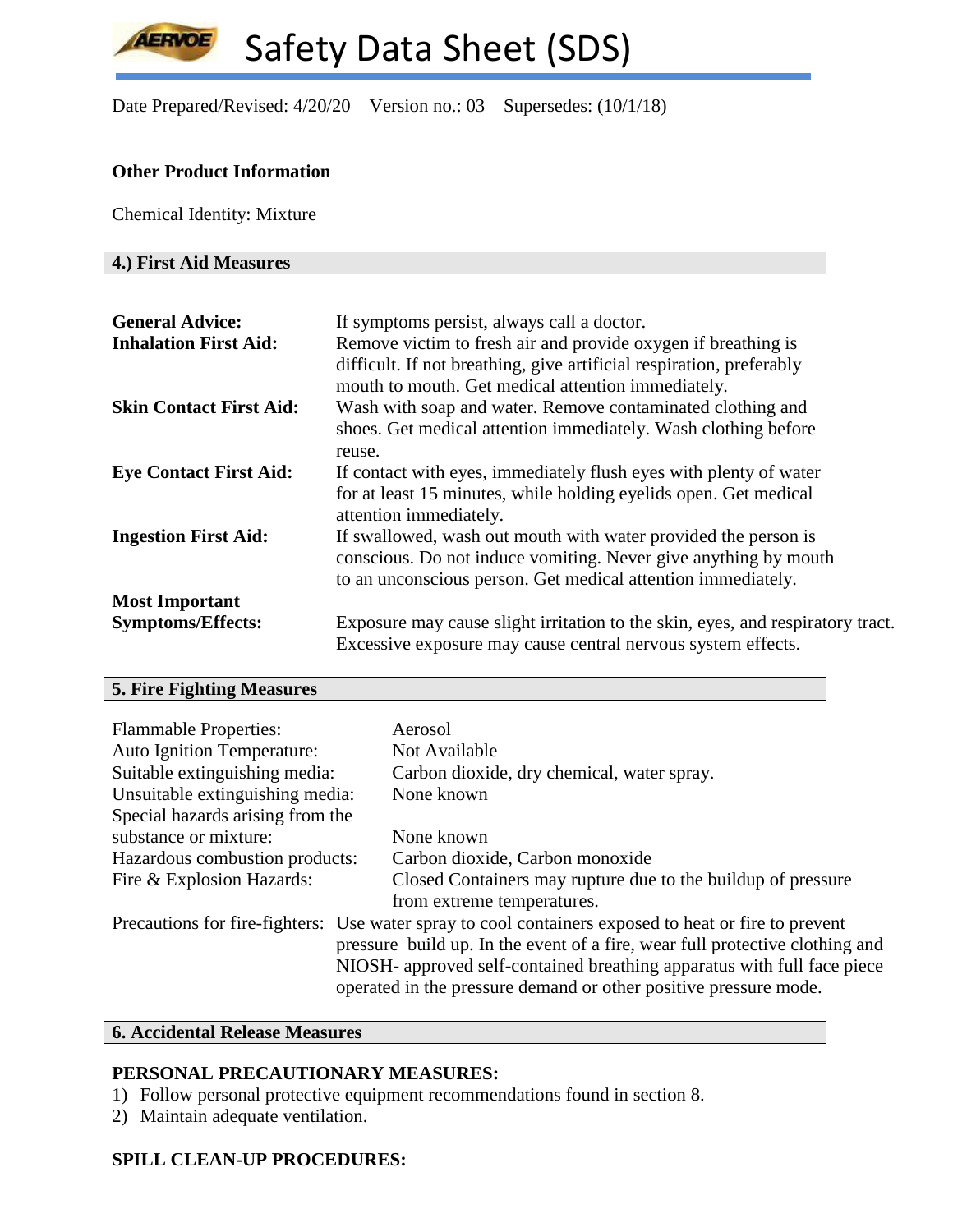# Safety Data Sheet (SDS)

Date Prepared/Revised: 4/20/20 Version no.: 03 Supersedes: (10/1/18)

**Other Product Information**

Chemical Identity: Mixture

## 4.) First Aid Measures

**General Advice:** If symptoms persist, always call a doctor.

**Inhalation First Aid:** Remove victim to fresh air and provide oxygen if breathing is difficult. If not breathing, give artificial respiration, preferably mouth to mouth. Get medical attention immediately.

**Skin Contact First Aid:** Wash with soap and water. Remove contaminated clothing and shoes. Get medical attention immediately. Wash clothing before reuse.

**Eye Contact First Aid:** If contact with eyes, immediately flush eyes with plenty of water for at least 15 minutes, while holding eyelids open. Get medical attention immediately.

**Ingestion First Aid:** If swallowed, wash out mouth with water provided the person is conscious. Do not induce vomiting. Never give anything by mouth to an unconscious person. Get medical attention immediately.

**Most Important Symptoms/Effects:** Exposure may cause slight irritation to the skin, eyes, and respiratory tract. Excessive exposure may cause central nervous system effects.

## 5. Fire Fighting Measures

Flammable Properties: Aerosol

Auto Ignition Temperature: Not Available

Suitable extinguishing media: Carbon dioxide, dry chemical, water spray.

Unsuitable extinguishing media: None known

Special hazards arising from the substance or mixture: None known

Hazardous combustion products: Carbon dioxide, Carbon monoxide

Fire & Explosion Hazards: Closed Containers may rupture due to the buildup of pressure from extreme temperatures.

Precautions for fire-fighters: Use water spray to cool containers exposed to heat or fire to prevent pressure build up. In the event of a fire, wear full protective clothing and NIOSH- approved self-contained breathing apparatus with full face piece operated in the pressure demand or other positive pressure mode.

## 6. Accidental Release Measures

**PERSONAL PRECAUTIONARY MEASURES:**

1) Follow personal protective equipment recommendations found in section 8.
2) Maintain adequate ventilation.

**SPILL CLEAN-UP PROCEDURES:**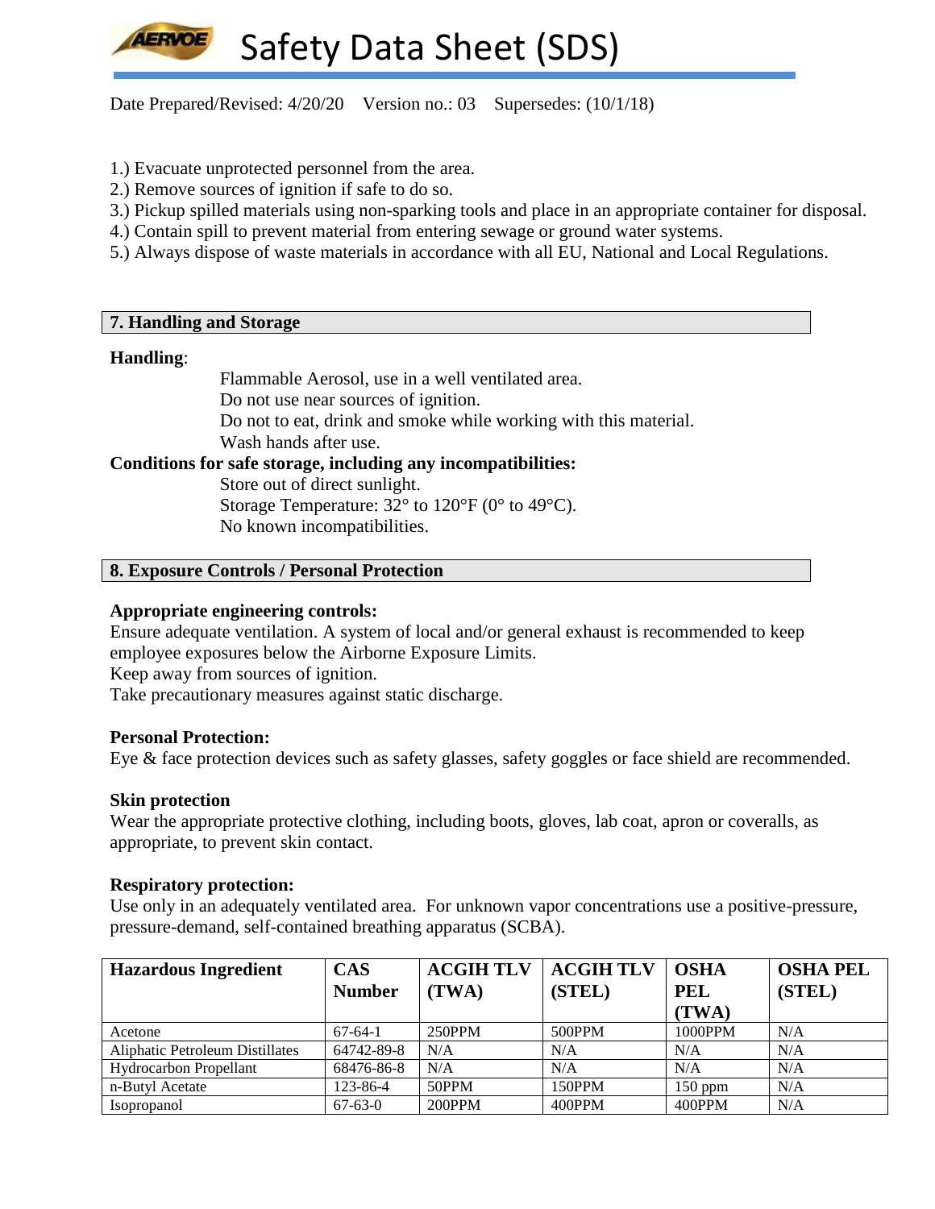1.) Evacuate unprotected personnel from the area.
2.) Remove sources of ignition if safe to do so.
3.) Pickup spilled materials using non-sparking tools and place in an appropriate container for disposal.
4.) Contain spill to prevent material from entering sewage or ground water systems.
5.) Always dispose of waste materials in accordance with all EU, National and Local Regulations.

## 7. Handling and Storage

**Handling**:

Flammable Aerosol, use in a well ventilated area.
Do not use near sources of ignition.
Do not to eat, drink and smoke while working with this material.
Wash hands after use.

**Conditions for safe storage, including any incompatibilities:**

Store out of direct sunlight.
Storage Temperature: 32° to 120°F (0° to 49°C).
No known incompatibilities.

## 8. Exposure Controls / Personal Protection

**Appropriate engineering controls:**

Ensure adequate ventilation. A system of local and/or general exhaust is recommended to keep employee exposures below the Airborne Exposure Limits.
Keep away from sources of ignition.
Take precautionary measures against static discharge.

**Personal Protection:**

Eye & face protection devices such as safety glasses, safety goggles or face shield are recommended.

**Skin protection**

Wear the appropriate protective clothing, including boots, gloves, lab coat, apron or coveralls, as appropriate, to prevent skin contact.

**Respiratory protection:**

Use only in an adequately ventilated area. For unknown vapor concentrations use a positive-pressure, pressure-demand, self-contained breathing apparatus (SCBA).

| Hazardous Ingredient | CAS Number | ACGIH TLV (TWA) | ACGIH TLV (STEL) | OSHA PEL (TWA) | OSHA PEL (STEL) |
|---|---|---|---|---|---|
| Acetone | 67-64-1 | 250PPM | 500PPM | 1000PPM | N/A |
| Aliphatic Petroleum Distillates | 64742-89-8 | N/A | N/A | N/A | N/A |
| Hydrocarbon Propellant | 68476-86-8 | N/A | N/A | N/A | N/A |
| n-Butyl Acetate | 123-86-4 | 50PPM | 150PPM | 150 ppm | N/A |
| Isopropanol | 67-63-0 | 200PPM | 400PPM | 400PPM | N/A |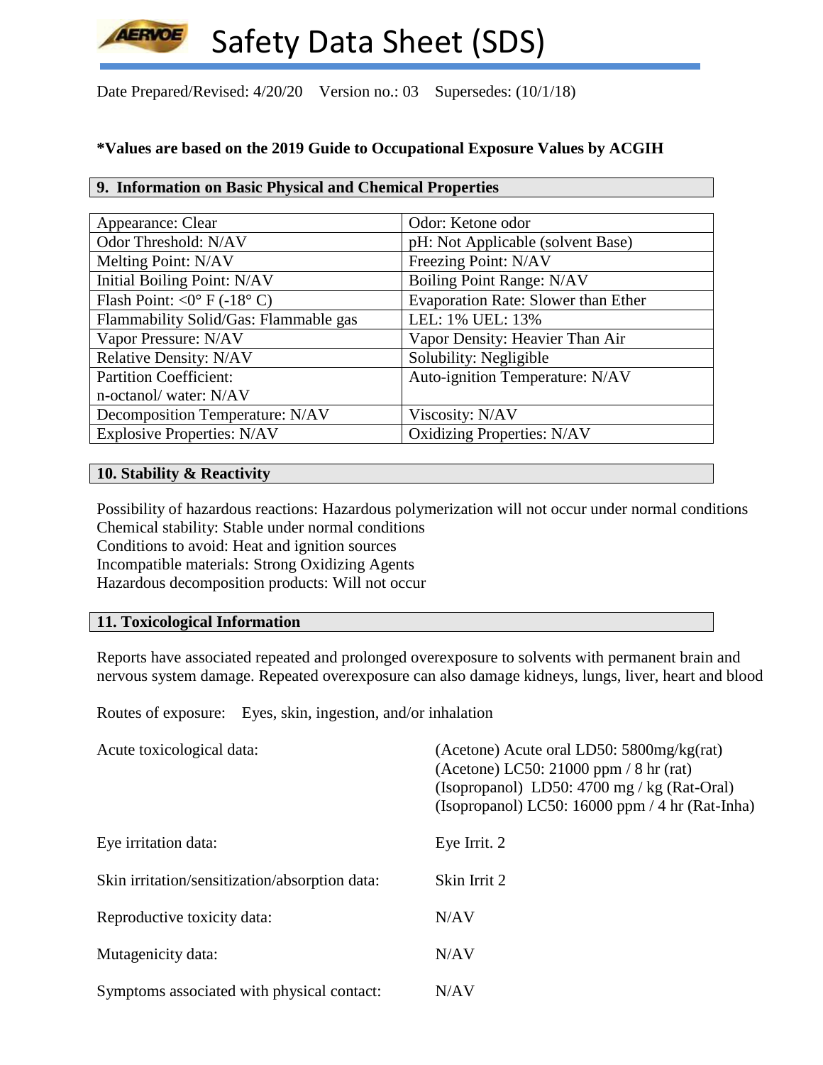# Safety Data Sheet (SDS)

Date Prepared/Revised: 4/20/20 Version no.: 03 Supersedes: (10/1/18)

**\*Values are based on the 2019 Guide to Occupational Exposure Values by ACGIH**

## 9. Information on Basic Physical and Chemical Properties

| | |
|---|---|
| Appearance: Clear | Odor: Ketone odor |
| Odor Threshold: N/AV | pH: Not Applicable (solvent Base) |
| Melting Point: N/AV | Freezing Point: N/AV |
| Initial Boiling Point: N/AV | Boiling Point Range: N/AV |
| Flash Point: <0° F (-18° C) | Evaporation Rate: Slower than Ether |
| Flammability Solid/Gas: Flammable gas | LEL: 1% UEL: 13% |
| Vapor Pressure: N/AV | Vapor Density: Heavier Than Air |
| Relative Density: N/AV | Solubility: Negligible |
| Partition Coefficient: n-octanol/ water: N/AV | Auto-ignition Temperature: N/AV |
| Decomposition Temperature: N/AV | Viscosity: N/AV |
| Explosive Properties: N/AV | Oxidizing Properties: N/AV |

## 10. Stability & Reactivity

Possibility of hazardous reactions: Hazardous polymerization will not occur under normal conditions
Chemical stability: Stable under normal conditions
Conditions to avoid: Heat and ignition sources
Incompatible materials: Strong Oxidizing Agents
Hazardous decomposition products: Will not occur

## 11. Toxicological Information

Reports have associated repeated and prolonged overexposure to solvents with permanent brain and nervous system damage. Repeated overexposure can also damage kidneys, lungs, liver, heart and blood

Routes of exposure: Eyes, skin, ingestion, and/or inhalation

| | |
|---|---|
| Acute toxicological data: | (Acetone) Acute oral LD50: 5800mg/kg(rat)<br>(Acetone) LC50: 21000 ppm / 8 hr (rat)<br>(Isopropanol) LD50: 4700 mg / kg (Rat-Oral)<br>(Isopropanol) LC50: 16000 ppm / 4 hr (Rat-Inha) |
| Eye irritation data: | Eye Irrit. 2 |
| Skin irritation/sensitization/absorption data: | Skin Irrit 2 |
| Reproductive toxicity data: | N/AV |
| Mutagenicity data: | N/AV |
| Symptoms associated with physical contact: | N/AV |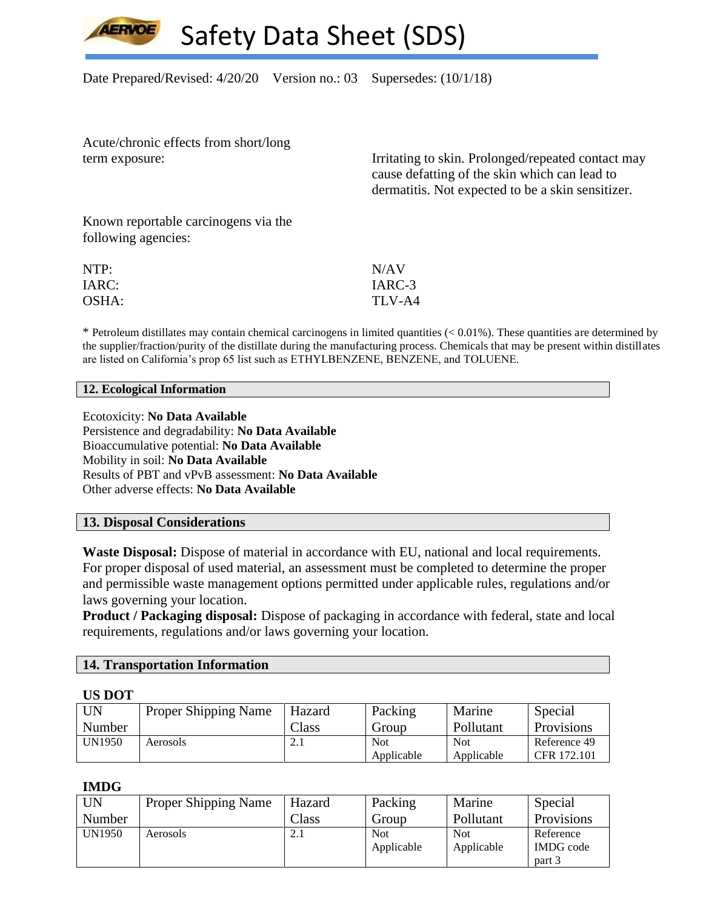Acute/chronic effects from short/long term exposure: Irritating to skin. Prolonged/repeated contact may cause defatting of the skin which can lead to dermatitis. Not expected to be a skin sensitizer.

Known reportable carcinogens via the following agencies:

NTP: N/AV
IARC: IARC-3
OSHA: TLV-A4

* Petroleum distillates may contain chemical carcinogens in limited quantities (< 0.01%). These quantities are determined by the supplier/fraction/purity of the distillate during the manufacturing process. Chemicals that may be present within distillates are listed on California's prop 65 list such as ETHYLBENZENE, BENZENE, and TOLUENE.

## 12. Ecological Information

Ecotoxicity: **No Data Available**
Persistence and degradability: **No Data Available**
Bioaccumulative potential: **No Data Available**
Mobility in soil: **No Data Available**
Results of PBT and vPvB assessment: **No Data Available**
Other adverse effects: **No Data Available**

## 13. Disposal Considerations

**Waste Disposal:** Dispose of material in accordance with EU, national and local requirements. For proper disposal of used material, an assessment must be completed to determine the proper and permissible waste management options permitted under applicable rules, regulations and/or laws governing your location.
**Product / Packaging disposal:** Dispose of packaging in accordance with federal, state and local requirements, regulations and/or laws governing your location.

## 14. Transportation Information

**US DOT**

| UN Number | Proper Shipping Name | Hazard Class | Packing Group | Marine Pollutant | Special Provisions |
|---|---|---|---|---|---|
| UN1950 | Aerosols | 2.1 | Not Applicable | Not Applicable | Reference 49 CFR 172.101 |

**IMDG**

| UN Number | Proper Shipping Name | Hazard Class | Packing Group | Marine Pollutant | Special Provisions |
|---|---|---|---|---|---|
| UN1950 | Aerosols | 2.1 | Not Applicable | Not Applicable | Reference IMDG code part 3 |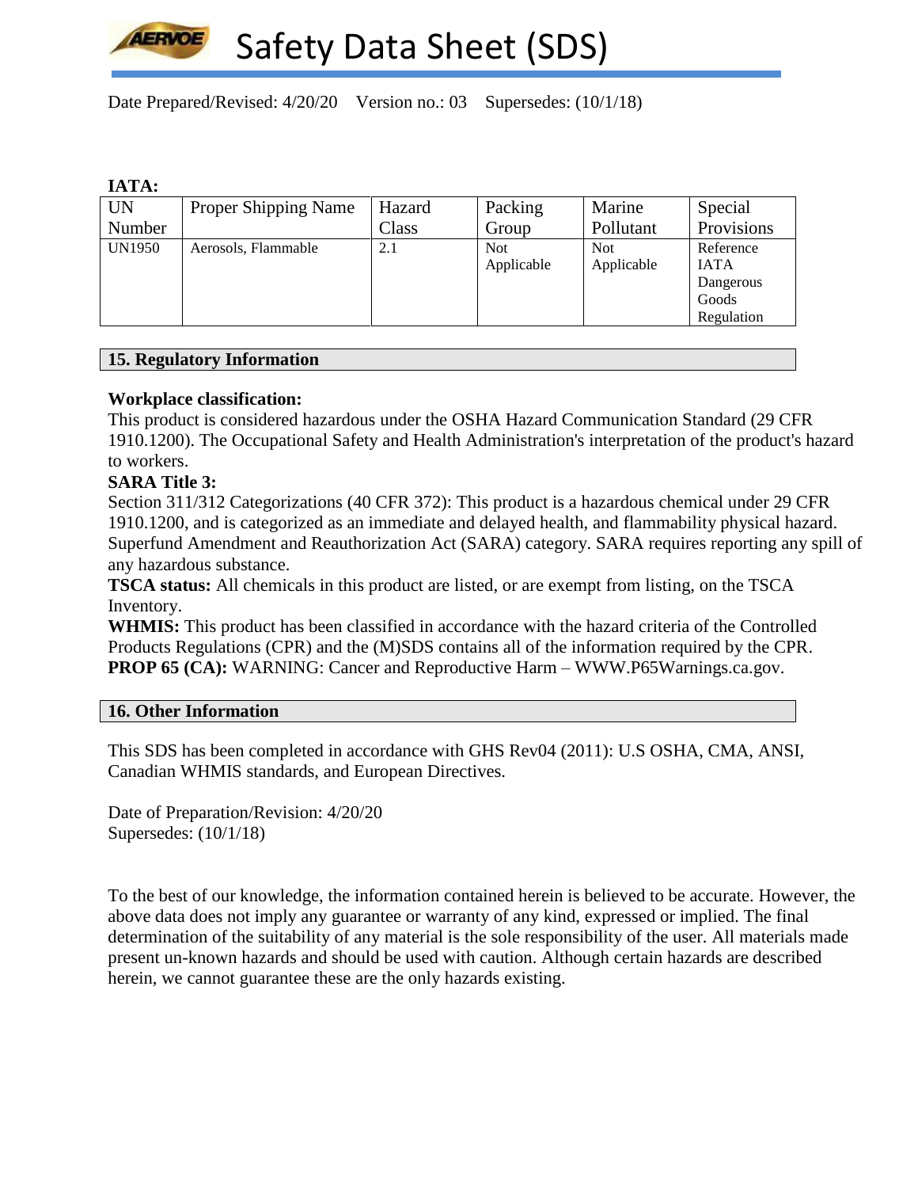Date Prepared/Revised: 4/20/20 Version no.: 03 Supersedes: (10/1/18)

**IATA:**

| UN Number | Proper Shipping Name | Hazard Class | Packing Group | Marine Pollutant | Special Provisions |
|---|---|---|---|---|---|
| UN1950 | Aerosols, Flammable | 2.1 | Not Applicable | Not Applicable | Reference IATA Dangerous Goods Regulation |

## 15. Regulatory Information

**Workplace classification:**
This product is considered hazardous under the OSHA Hazard Communication Standard (29 CFR 1910.1200). The Occupational Safety and Health Administration's interpretation of the product's hazard to workers.

**SARA Title 3:**
Section 311/312 Categorizations (40 CFR 372): This product is a hazardous chemical under 29 CFR 1910.1200, and is categorized as an immediate and delayed health, and flammability physical hazard. Superfund Amendment and Reauthorization Act (SARA) category. SARA requires reporting any spill of any hazardous substance.

**TSCA status:** All chemicals in this product are listed, or are exempt from listing, on the TSCA Inventory.

**WHMIS:** This product has been classified in accordance with the hazard criteria of the Controlled Products Regulations (CPR) and the (M)SDS contains all of the information required by the CPR.

**PROP 65 (CA):** WARNING: Cancer and Reproductive Harm – WWW.P65Warnings.ca.gov.

## 16. Other Information

This SDS has been completed in accordance with GHS Rev04 (2011): U.S OSHA, CMA, ANSI, Canadian WHMIS standards, and European Directives.

Date of Preparation/Revision: 4/20/20
Supersedes: (10/1/18)

To the best of our knowledge, the information contained herein is believed to be accurate. However, the above data does not imply any guarantee or warranty of any kind, expressed or implied. The final determination of the suitability of any material is the sole responsibility of the user. All materials made present un-known hazards and should be used with caution. Although certain hazards are described herein, we cannot guarantee these are the only hazards existing.